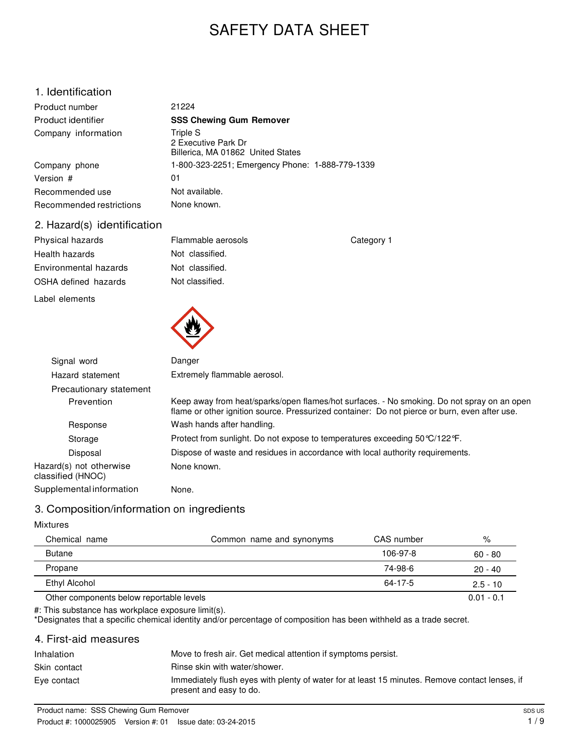# SAFETY DATA SHEET

## 1. Identification

| | |
|---|---|
| Product number | 21224 |
| Product identifier | **SSS Chewing Gum Remover** |
| Company information | Triple S<br>2 Executive Park Dr<br>Billerica, MA 01862 United States |
| Company phone | 1-800-323-2251; Emergency Phone: 1-888-779-1339 |
| Version # | 01 |
| Recommended use | Not available. |
| Recommended restrictions | None known. |

## 2. Hazard(s) identification

| | | |
|---|---|---|
| Physical hazards | Flammable aerosols | Category 1 |
| Health hazards | Not classified. | |
| Environmental hazards | Not classified. | |
| OSHA defined hazards | Not classified. | |

Label elements

**Signal word** Danger

**Hazard statement** Extremely flammable aerosol.

**Precautionary statement**

- **Prevention**: Keep away from heat/sparks/open flames/hot surfaces. - No smoking. Do not spray on an open flame or other ignition source. Pressurized container: Do not pierce or burn, even after use.
- **Response**: Wash hands after handling.
- **Storage**: Protect from sunlight. Do not expose to temperatures exceeding 50°C/122°F.
- **Disposal**: Dispose of waste and residues in accordance with local authority requirements.

**Hazard(s) not otherwise classified (HNOC)** None known.

**Supplemental information** None.

## 3. Composition/information on ingredients

Mixtures

| Chemical name | Common name and synonyms | CAS number | % |
|---|---|---|---|
| Butane | | 106-97-8 | 60 - 80 |
| Propane | | 74-98-6 | 20 - 40 |
| Ethyl Alcohol | | 64-17-5 | 2.5 - 10 |
| Other components below reportable levels | | | 0.01 - 0.1 |

#: This substance has workplace exposure limit(s).
*Designates that a specific chemical identity and/or percentage of composition has been withheld as a trade secret.

## 4. First-aid measures

| | |
|---|---|
| Inhalation | Move to fresh air. Get medical attention if symptoms persist. |
| Skin contact | Rinse skin with water/shower. |
| Eye contact | Immediately flush eyes with plenty of water for at least 15 minutes. Remove contact lenses, if present and easy to do. |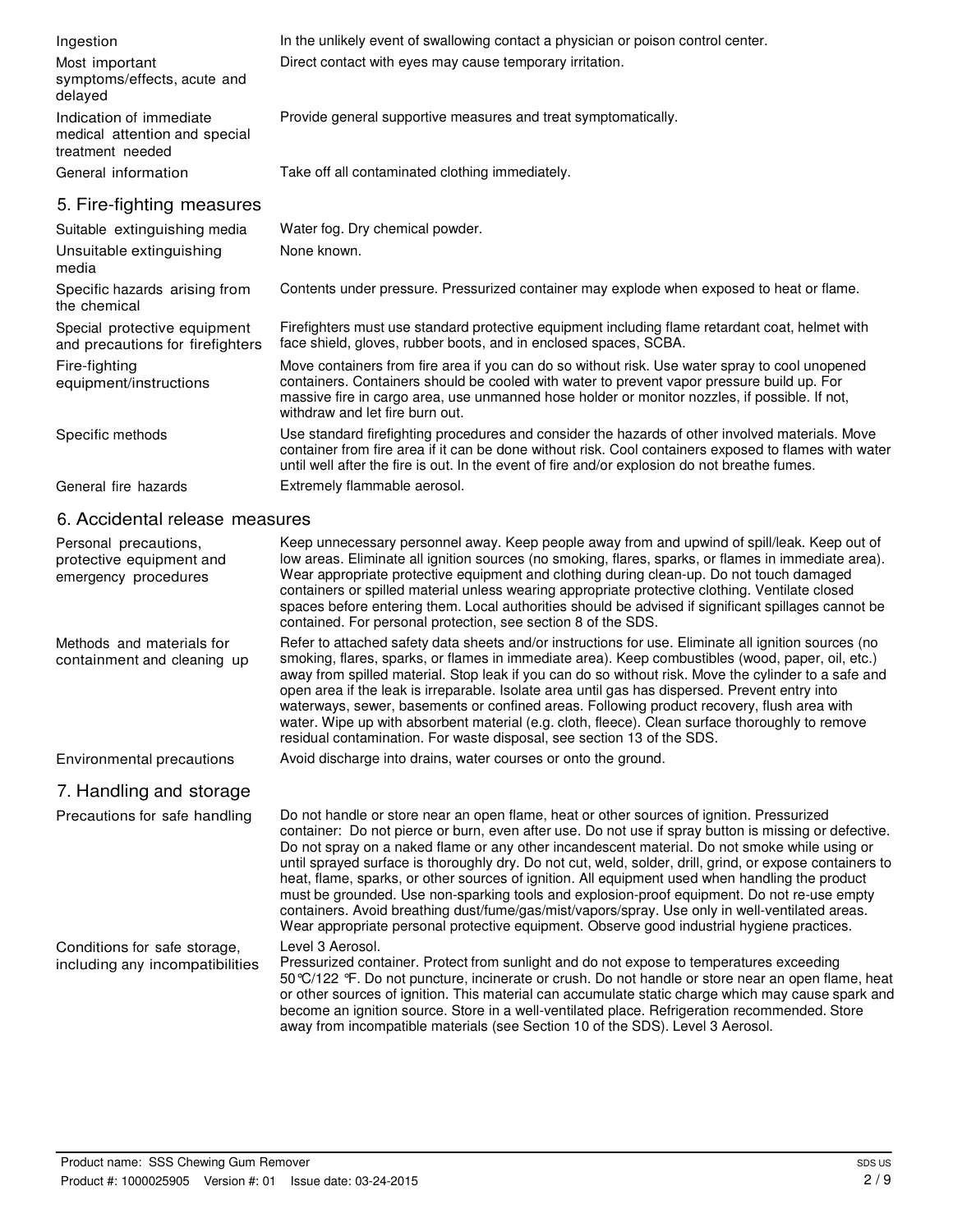| | |
|---|---|
| Ingestion | In the unlikely event of swallowing contact a physician or poison control center. |
| Most important symptoms/effects, acute and delayed | Direct contact with eyes may cause temporary irritation. |
| Indication of immediate medical attention and special treatment needed | Provide general supportive measures and treat symptomatically. |
| General information | Take off all contaminated clothing immediately. |

## 5. Fire-fighting measures

| | |
|---|---|
| Suitable extinguishing media | Water fog. Dry chemical powder. |
| Unsuitable extinguishing media | None known. |
| Specific hazards arising from the chemical | Contents under pressure. Pressurized container may explode when exposed to heat or flame. |
| Special protective equipment and precautions for firefighters | Firefighters must use standard protective equipment including flame retardant coat, helmet with face shield, gloves, rubber boots, and in enclosed spaces, SCBA. |
| Fire-fighting equipment/instructions | Move containers from fire area if you can do so without risk. Use water spray to cool unopened containers. Containers should be cooled with water to prevent vapor pressure build up. For massive fire in cargo area, use unmanned hose holder or monitor nozzles, if possible. If not, withdraw and let fire burn out. |
| Specific methods | Use standard firefighting procedures and consider the hazards of other involved materials. Move container from fire area if it can be done without risk. Cool containers exposed to flames with water until well after the fire is out. In the event of fire and/or explosion do not breathe fumes. |
| General fire hazards | Extremely flammable aerosol. |

## 6. Accidental release measures

| | |
|---|---|
| Personal precautions, protective equipment and emergency procedures | Keep unnecessary personnel away. Keep people away from and upwind of spill/leak. Keep out of low areas. Eliminate all ignition sources (no smoking, flares, sparks, or flames in immediate area). Wear appropriate protective equipment and clothing during clean-up. Do not touch damaged containers or spilled material unless wearing appropriate protective clothing. Ventilate closed spaces before entering them. Local authorities should be advised if significant spillages cannot be contained. For personal protection, see section 8 of the SDS. |
| Methods and materials for containment and cleaning up | Refer to attached safety data sheets and/or instructions for use. Eliminate all ignition sources (no smoking, flares, sparks, or flames in immediate area). Keep combustibles (wood, paper, oil, etc.) away from spilled material. Stop leak if you can do so without risk. Move the cylinder to a safe and open area if the leak is irreparable. Isolate area until gas has dispersed. Prevent entry into waterways, sewer, basements or confined areas. Following product recovery, flush area with water. Wipe up with absorbent material (e.g. cloth, fleece). Clean surface thoroughly to remove residual contamination. For waste disposal, see section 13 of the SDS. |
| Environmental precautions | Avoid discharge into drains, water courses or onto the ground. |

## 7. Handling and storage

| | |
|---|---|
| Precautions for safe handling | Do not handle or store near an open flame, heat or other sources of ignition. Pressurized container: Do not pierce or burn, even after use. Do not use if spray button is missing or defective. Do not spray on a naked flame or any other incandescent material. Do not smoke while using or until sprayed surface is thoroughly dry. Do not cut, weld, solder, drill, grind, or expose containers to heat, flame, sparks, or other sources of ignition. All equipment used when handling the product must be grounded. Use non-sparking tools and explosion-proof equipment. Do not re-use empty containers. Avoid breathing dust/fume/gas/mist/vapors/spray. Use only in well-ventilated areas. Wear appropriate personal protective equipment. Observe good industrial hygiene practices. |
| Conditions for safe storage, including any incompatibilities | Level 3 Aerosol.<br>Pressurized container. Protect from sunlight and do not expose to temperatures exceeding 50°C/122 °F. Do not puncture, incinerate or crush. Do not handle or store near an open flame, heat or other sources of ignition. This material can accumulate static charge which may cause spark and become an ignition source. Store in a well-ventilated place. Refrigeration recommended. Store away from incompatible materials (see Section 10 of the SDS). Level 3 Aerosol. |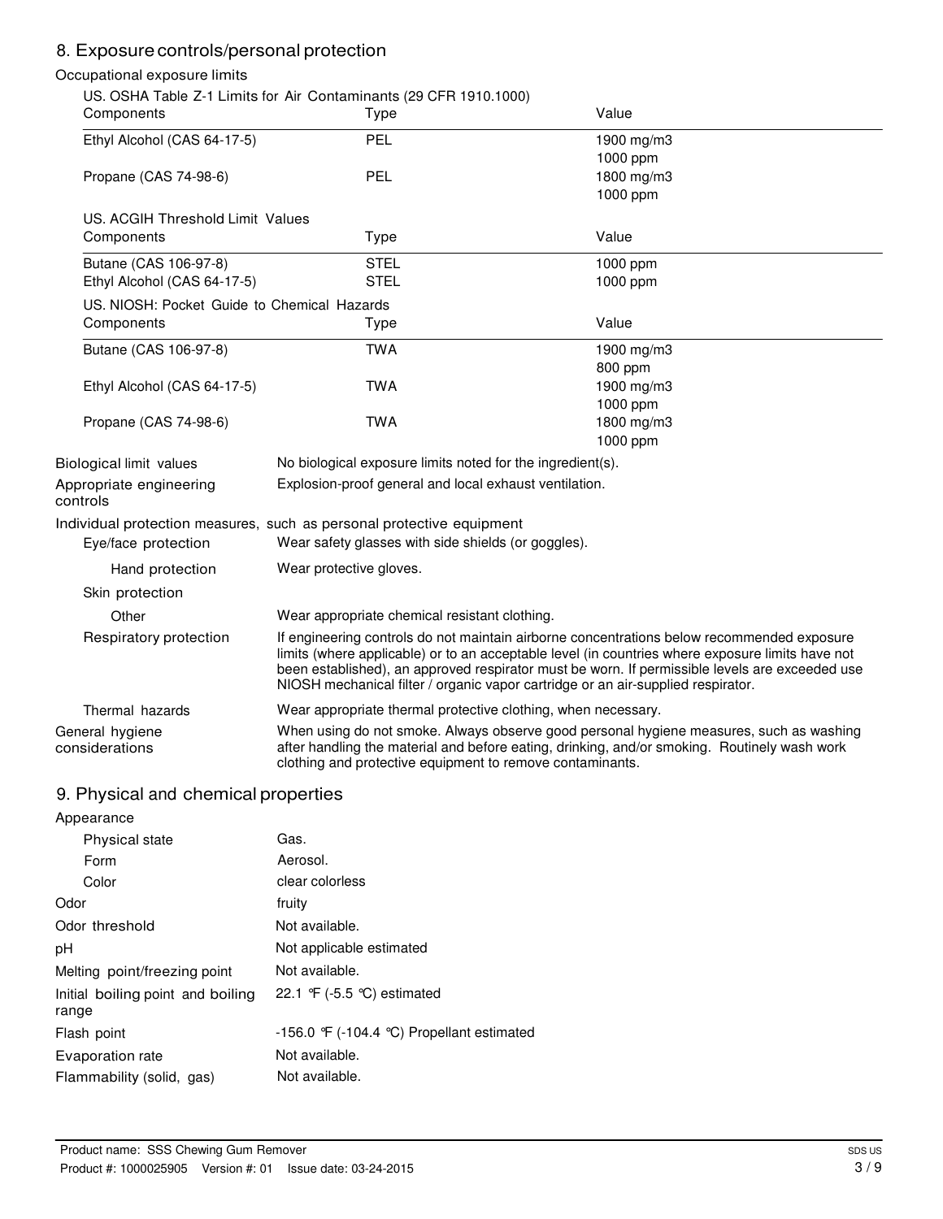## 8. Exposure controls/personal protection

### Occupational exposure limits

US. OSHA Table Z-1 Limits for Air Contaminants (29 CFR 1910.1000)

| Components | Type | Value |
|---|---|---|
| Ethyl Alcohol (CAS 64-17-5) | PEL | 1900 mg/m3 |
| | | 1000 ppm |
| Propane (CAS 74-98-6) | PEL | 1800 mg/m3 |
| | | 1000 ppm |

US. ACGIH Threshold Limit Values

| Components | Type | Value |
|---|---|---|
| Butane (CAS 106-97-8) | STEL | 1000 ppm |
| Ethyl Alcohol (CAS 64-17-5) | STEL | 1000 ppm |

US. NIOSH: Pocket Guide to Chemical Hazards

| Components | Type | Value |
|---|---|---|
| Butane (CAS 106-97-8) | TWA | 1900 mg/m3 |
| | | 800 ppm |
| Ethyl Alcohol (CAS 64-17-5) | TWA | 1900 mg/m3 |
| | | 1000 ppm |
| Propane (CAS 74-98-6) | TWA | 1800 mg/m3 |
| | | 1000 ppm |

**Biological limit values** No biological exposure limits noted for the ingredient(s).

**Appropriate engineering controls** Explosion-proof general and local exhaust ventilation.

**Individual protection measures, such as personal protective equipment**

**Eye/face protection** Wear safety glasses with side shields (or goggles).

**Hand protection** Wear protective gloves.

**Skin protection**

**Other** Wear appropriate chemical resistant clothing.

**Respiratory protection** If engineering controls do not maintain airborne concentrations below recommended exposure limits (where applicable) or to an acceptable level (in countries where exposure limits have not been established), an approved respirator must be worn. If permissible levels are exceeded use NIOSH mechanical filter / organic vapor cartridge or an air-supplied respirator.

**Thermal hazards** Wear appropriate thermal protective clothing, when necessary.

**General hygiene considerations** When using do not smoke. Always observe good personal hygiene measures, such as washing after handling the material and before eating, drinking, and/or smoking. Routinely wash work clothing and protective equipment to remove contaminants.

## 9. Physical and chemical properties

| Property | Value |
|---|---|
| Appearance | |
| Physical state | Gas. |
| Form | Aerosol. |
| Color | clear colorless |
| Odor | fruity |
| Odor threshold | Not available. |
| pH | Not applicable estimated |
| Melting point/freezing point | Not available. |
| Initial boiling point and boiling range | 22.1 °F (-5.5 °C) estimated |
| Flash point | -156.0 °F (-104.4 °C) Propellant estimated |
| Evaporation rate | Not available. |
| Flammability (solid, gas) | Not available. |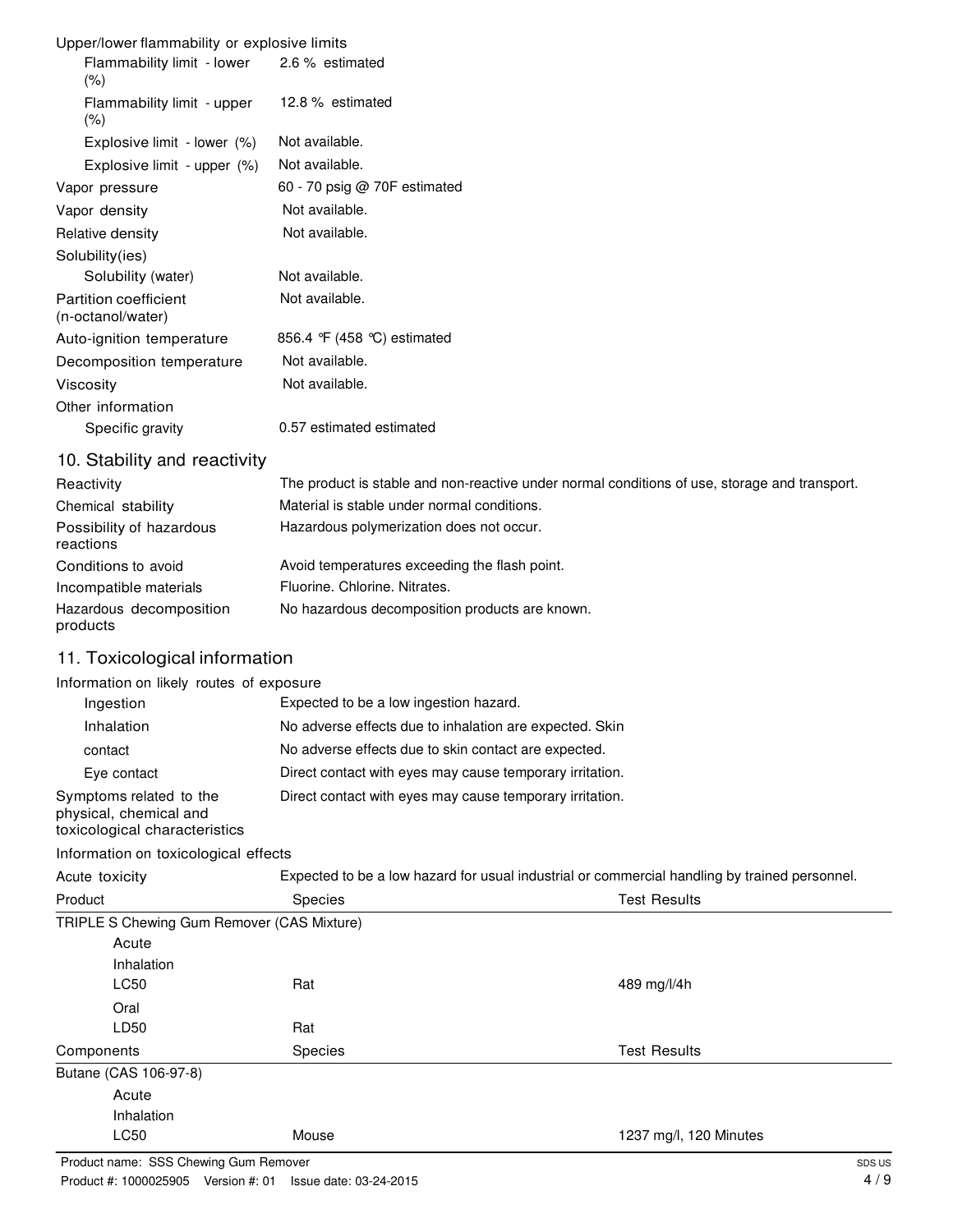Upper/lower flammability or explosive limits

| | |
|---|---|
| Flammability limit - lower (%) | 2.6 % estimated |
| Flammability limit - upper (%) | 12.8 % estimated |
| Explosive limit - lower (%) | Not available. |
| Explosive limit - upper (%) | Not available. |
| Vapor pressure | 60 - 70 psig @ 70F estimated |
| Vapor density | Not available. |
| Relative density | Not available. |
| Solubility(ies) | |
| Solubility (water) | Not available. |
| Partition coefficient (n-octanol/water) | Not available. |
| Auto-ignition temperature | 856.4 °F (458 °C) estimated |
| Decomposition temperature | Not available. |
| Viscosity | Not available. |
| Other information | |
| Specific gravity | 0.57 estimated estimated |

## 10. Stability and reactivity

| | |
|---|---|
| Reactivity | The product is stable and non-reactive under normal conditions of use, storage and transport. |
| Chemical stability | Material is stable under normal conditions. |
| Possibility of hazardous reactions | Hazardous polymerization does not occur. |
| Conditions to avoid | Avoid temperatures exceeding the flash point. |
| Incompatible materials | Fluorine. Chlorine. Nitrates. |
| Hazardous decomposition products | No hazardous decomposition products are known. |

## 11. Toxicological information

Information on likely routes of exposure

| | |
|---|---|
| Ingestion | Expected to be a low ingestion hazard. |
| Inhalation | No adverse effects due to inhalation are expected. Skin |
| contact | No adverse effects due to skin contact are expected. |
| Eye contact | Direct contact with eyes may cause temporary irritation. |
| Symptoms related to the physical, chemical and toxicological characteristics | Direct contact with eyes may cause temporary irritation. |

Information on toxicological effects

Acute toxicity — Expected to be a low hazard for usual industrial or commercial handling by trained personnel.

| Product | Species | Test Results |
|---|---|---|
| TRIPLE S Chewing Gum Remover (CAS Mixture) | | |
| Acute | | |
| Inhalation | | |
| LC50 | Rat | 489 mg/l/4h |
| Oral | | |
| LD50 | Rat | |

| Components | Species | Test Results |
|---|---|---|
| Butane (CAS 106-97-8) | | |
| Acute | | |
| Inhalation | | |
| LC50 | Mouse | 1237 mg/l, 120 Minutes |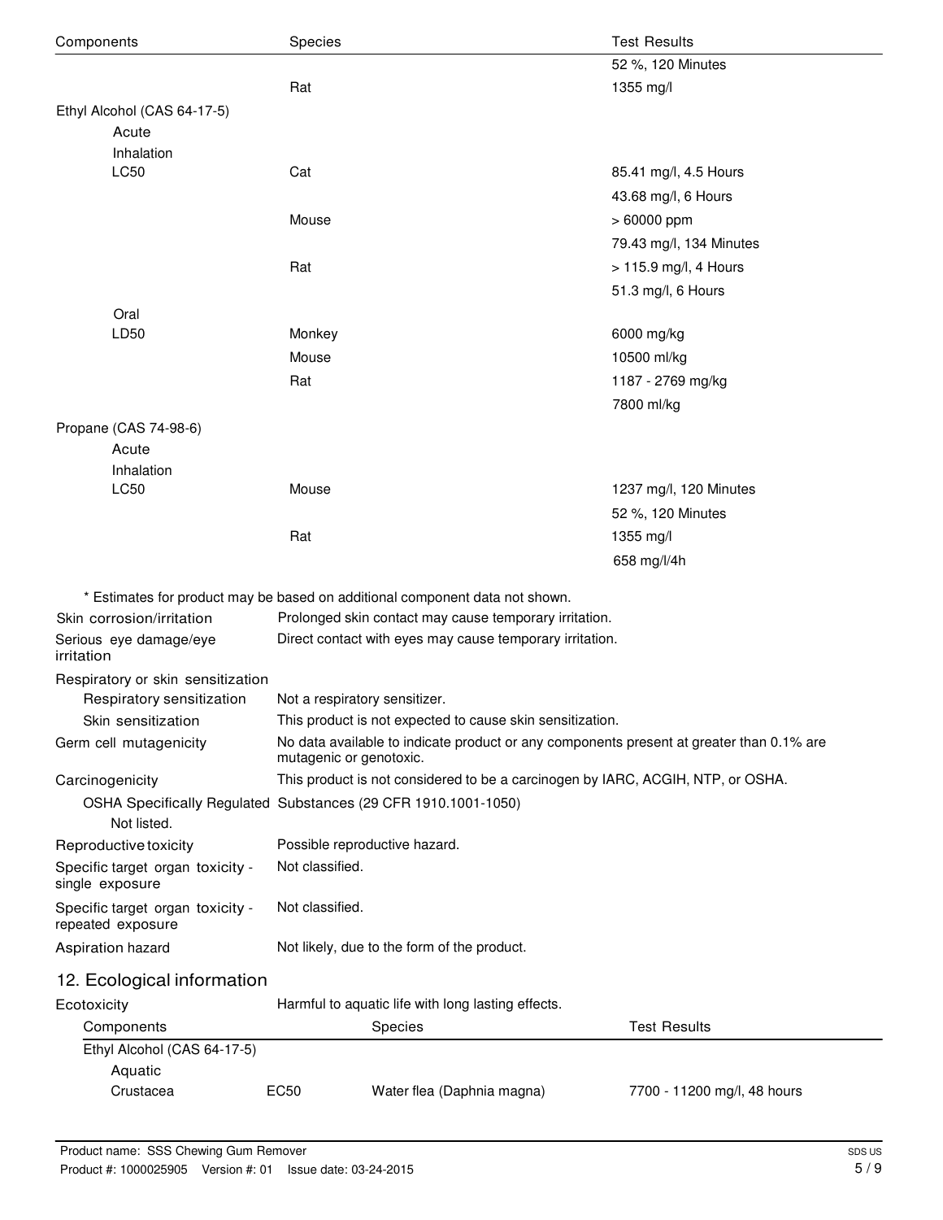| Components | Species | Test Results |
|---|---|---|
| | | 52 %, 120 Minutes |
| | Rat | 1355 mg/l |
| Ethyl Alcohol (CAS 64-17-5) | | |
| Acute | | |
| Inhalation | | |
| LC50 | Cat | 85.41 mg/l, 4.5 Hours |
| | | 43.68 mg/l, 6 Hours |
| | Mouse | > 60000 ppm |
| | | 79.43 mg/l, 134 Minutes |
| | Rat | > 115.9 mg/l, 4 Hours |
| | | 51.3 mg/l, 6 Hours |
| Oral | | |
| LD50 | Monkey | 6000 mg/kg |
| | Mouse | 10500 ml/kg |
| | Rat | 1187 - 2769 mg/kg |
| | | 7800 ml/kg |
| Propane (CAS 74-98-6) | | |
| Acute | | |
| Inhalation | | |
| LC50 | Mouse | 1237 mg/l, 120 Minutes |
| | | 52 %, 120 Minutes |
| | Rat | 1355 mg/l |
| | | 658 mg/l/4h |

\* Estimates for product may be based on additional component data not shown.

**Skin corrosion/irritation** Prolonged skin contact may cause temporary irritation.

**Serious eye damage/eye irritation** Direct contact with eyes may cause temporary irritation.

**Respiratory or skin sensitization**

**Respiratory sensitization** Not a respiratory sensitizer.

**Skin sensitization** This product is not expected to cause skin sensitization.

**Germ cell mutagenicity** No data available to indicate product or any components present at greater than 0.1% are mutagenic or genotoxic.

**Carcinogenicity** This product is not considered to be a carcinogen by IARC, ACGIH, NTP, or OSHA.

**OSHA Specifically Regulated Substances (29 CFR 1910.1001-1050)**

Not listed.

**Reproductive toxicity** Possible reproductive hazard.

**Specific target organ toxicity - single exposure** Not classified.

**Specific target organ toxicity - repeated exposure** Not classified.

**Aspiration hazard** Not likely, due to the form of the product.

## 12. Ecological information

**Ecotoxicity** Harmful to aquatic life with long lasting effects.

| Components | | Species | Test Results |
|---|---|---|---|
| Ethyl Alcohol (CAS 64-17-5) | | | |
| Aquatic | | | |
| Crustacea | EC50 | Water flea (Daphnia magna) | 7700 - 11200 mg/l, 48 hours |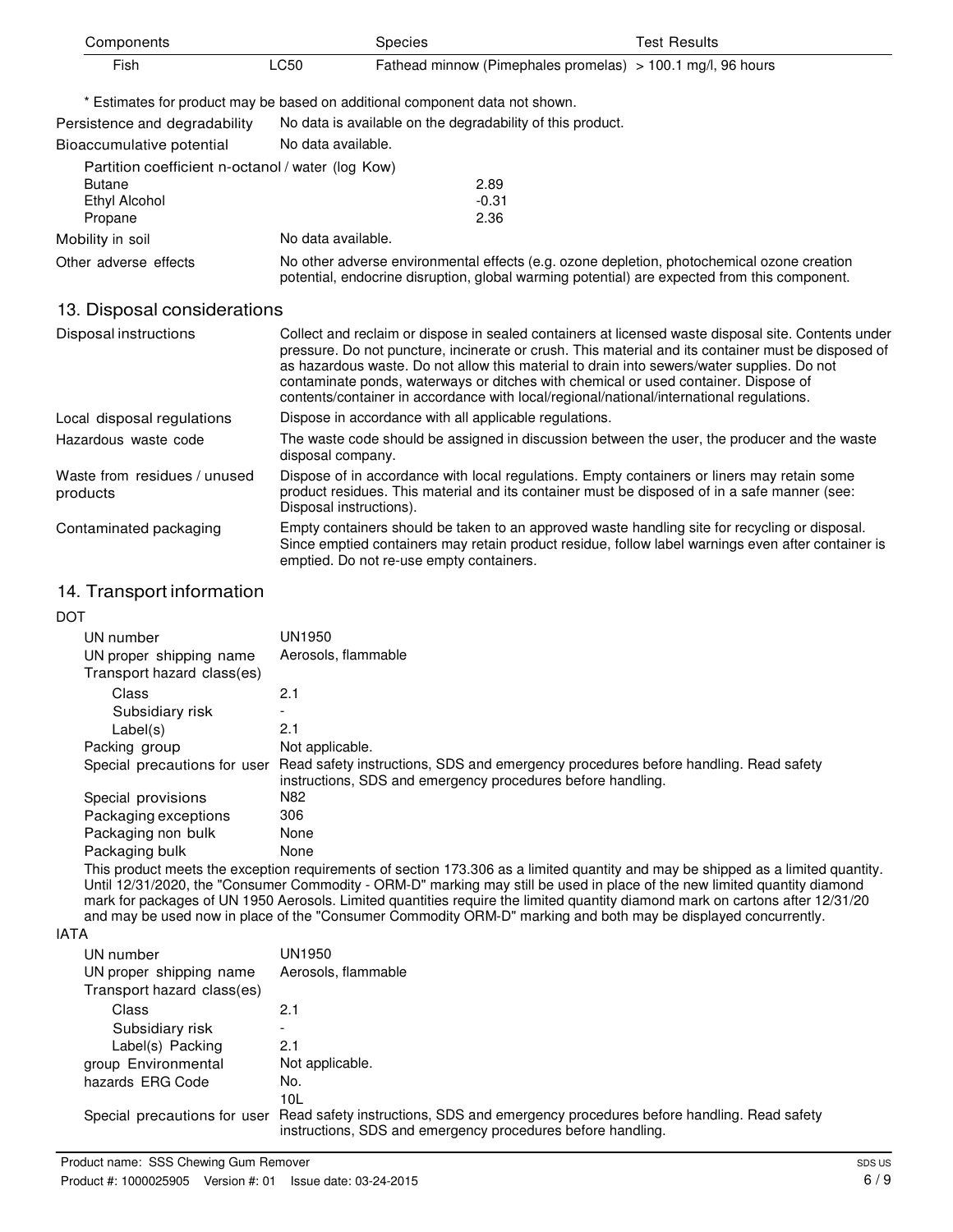| Components |  | Species | Test Results |
| --- | --- | --- | --- |
| Fish | LC50 | Fathead minnow (Pimephales promelas) | > 100.1 mg/l, 96 hours |

\* Estimates for product may be based on additional component data not shown.

**Persistence and degradability** No data is available on the degradability of this product.

**Bioaccumulative potential** No data available.

Partition coefficient n-octanol / water (log Kow)

| Component | log Kow |
| --- | --- |
| Butane | 2.89 |
| Ethyl Alcohol | -0.31 |
| Propane | 2.36 |

**Mobility in soil** No data available.

**Other adverse effects** No other adverse environmental effects (e.g. ozone depletion, photochemical ozone creation potential, endocrine disruption, global warming potential) are expected from this component.

## 13. Disposal considerations

**Disposal instructions** Collect and reclaim or dispose in sealed containers at licensed waste disposal site. Contents under pressure. Do not puncture, incinerate or crush. This material and its container must be disposed of as hazardous waste. Do not allow this material to drain into sewers/water supplies. Do not contaminate ponds, waterways or ditches with chemical or used container. Dispose of contents/container in accordance with local/regional/national/international regulations.

**Local disposal regulations** Dispose in accordance with all applicable regulations.

**Hazardous waste code** The waste code should be assigned in discussion between the user, the producer and the waste disposal company.

**Waste from residues / unused products** Dispose of in accordance with local regulations. Empty containers or liners may retain some product residues. This material and its container must be disposed of in a safe manner (see: Disposal instructions).

**Contaminated packaging** Empty containers should be taken to an approved waste handling site for recycling or disposal. Since emptied containers may retain product residue, follow label warnings even after container is emptied. Do not re-use empty containers.

## 14. Transport information

**DOT**

- UN number: UN1950
- UN proper shipping name: Aerosols, flammable
- Transport hazard class(es)
  - Class: 2.1
  - Subsidiary risk: -
  - Label(s): 2.1
- Packing group: Not applicable.
- Special precautions for user: Read safety instructions, SDS and emergency procedures before handling. Read safety instructions, SDS and emergency procedures before handling.
- Special provisions: N82
- Packaging exceptions: 306
- Packaging non bulk: None
- Packaging bulk: None

This product meets the exception requirements of section 173.306 as a limited quantity and may be shipped as a limited quantity. Until 12/31/2020, the "Consumer Commodity - ORM-D" marking may still be used in place of the new limited quantity diamond mark for packages of UN 1950 Aerosols. Limited quantities require the limited quantity diamond mark on cartons after 12/31/20 and may be used now in place of the "Consumer Commodity ORM-D" marking and both may be displayed concurrently.

**IATA**

- UN number: UN1950
- UN proper shipping name: Aerosols, flammable
- Transport hazard class(es)
  - Class: 2.1
  - Subsidiary risk: -
  - Label(s): 2.1
- Packing group: Not applicable.
- Environmental hazards: No.
- ERG Code: 10L
- Special precautions for user: Read safety instructions, SDS and emergency procedures before handling. Read safety instructions, SDS and emergency procedures before handling.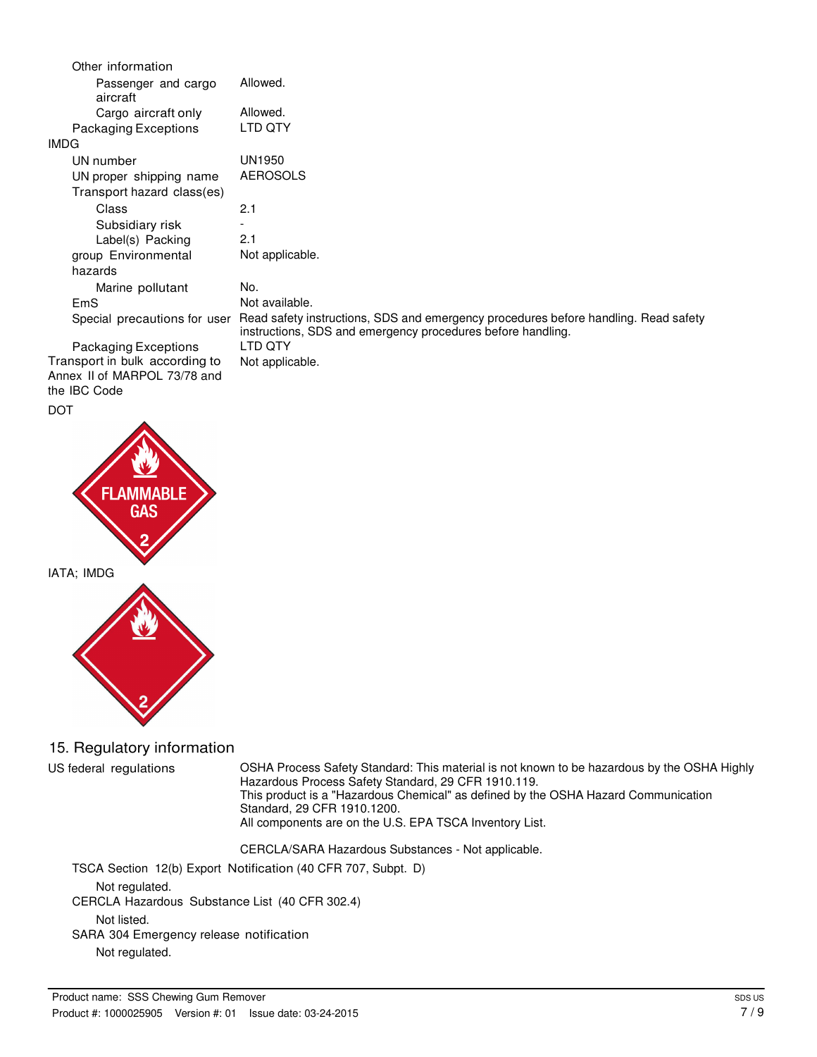Other information

| | |
|---|---|
| Passenger and cargo aircraft | Allowed. |
| Cargo aircraft only | Allowed. |
| Packaging Exceptions | LTD QTY |

**IMDG**

| | |
|---|---|
| UN number | UN1950 |
| UN proper shipping name | AEROSOLS |
| Transport hazard class(es) | |
| Class | 2.1 |
| Subsidiary risk | - |
| Label(s) | 2.1 |
| Packing group | Not applicable. |
| Environmental hazards | |
| Marine pollutant | No. |
| EmS | Not available. |
| Special precautions for user | Read safety instructions, SDS and emergency procedures before handling. Read safety instructions, SDS and emergency procedures before handling. |
| Packaging Exceptions | LTD QTY |
| Transport in bulk according to Annex II of MARPOL 73/78 and the IBC Code | Not applicable. |

DOT

IATA; IMDG

## 15. Regulatory information

**US federal regulations**

OSHA Process Safety Standard: This material is not known to be hazardous by the OSHA Highly Hazardous Process Safety Standard, 29 CFR 1910.119.
This product is a "Hazardous Chemical" as defined by the OSHA Hazard Communication Standard, 29 CFR 1910.1200.
All components are on the U.S. EPA TSCA Inventory List.

CERCLA/SARA Hazardous Substances - Not applicable.

TSCA Section 12(b) Export Notification (40 CFR 707, Subpt. D)

Not regulated.

CERCLA Hazardous Substance List (40 CFR 302.4)

Not listed.

SARA 304 Emergency release notification

Not regulated.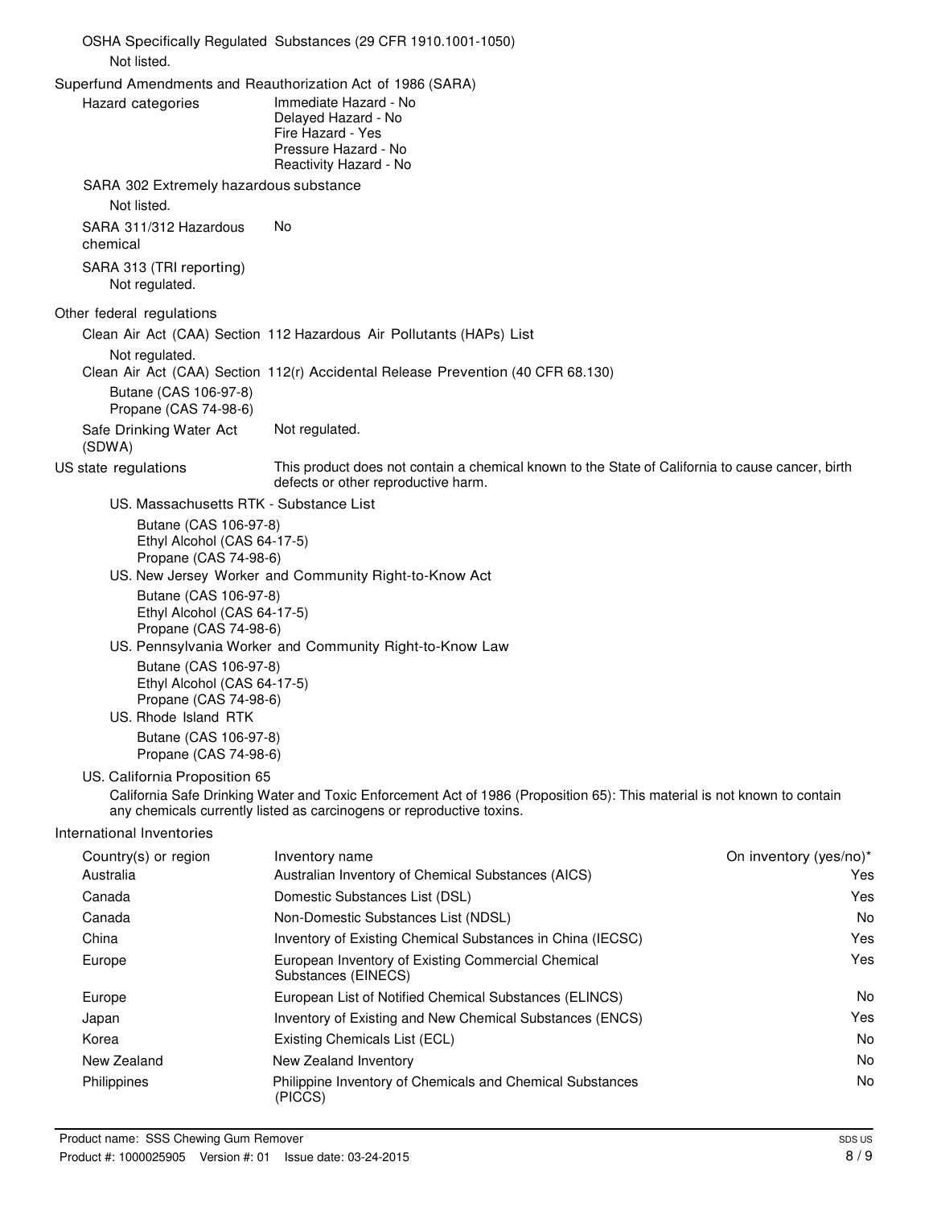OSHA Specifically Regulated Substances (29 CFR 1910.1001-1050)

Not listed.

Superfund Amendments and Reauthorization Act of 1986 (SARA)

**Hazard categories**

Immediate Hazard - No
Delayed Hazard - No
Fire Hazard - Yes
Pressure Hazard - No
Reactivity Hazard - No

**SARA 302 Extremely hazardous substance**

Not listed.

**SARA 311/312 Hazardous chemical** No

**SARA 313 (TRI reporting)**

Not regulated.

Other federal regulations

Clean Air Act (CAA) Section 112 Hazardous Air Pollutants (HAPs) List

Not regulated.

Clean Air Act (CAA) Section 112(r) Accidental Release Prevention (40 CFR 68.130)

Butane (CAS 106-97-8)
Propane (CAS 74-98-6)

**Safe Drinking Water Act (SDWA)** Not regulated.

**US state regulations** This product does not contain a chemical known to the State of California to cause cancer, birth defects or other reproductive harm.

US. Massachusetts RTK - Substance List

Butane (CAS 106-97-8)
Ethyl Alcohol (CAS 64-17-5)
Propane (CAS 74-98-6)

US. New Jersey Worker and Community Right-to-Know Act

Butane (CAS 106-97-8)
Ethyl Alcohol (CAS 64-17-5)
Propane (CAS 74-98-6)

US. Pennsylvania Worker and Community Right-to-Know Law

Butane (CAS 106-97-8)
Ethyl Alcohol (CAS 64-17-5)
Propane (CAS 74-98-6)

US. Rhode Island RTK

Butane (CAS 106-97-8)
Propane (CAS 74-98-6)

US. California Proposition 65

California Safe Drinking Water and Toxic Enforcement Act of 1986 (Proposition 65): This material is not known to contain any chemicals currently listed as carcinogens or reproductive toxins.

International Inventories

| Country(s) or region | Inventory name | On inventory (yes/no)* |
|---|---|---|
| Australia | Australian Inventory of Chemical Substances (AICS) | Yes |
| Canada | Domestic Substances List (DSL) | Yes |
| Canada | Non-Domestic Substances List (NDSL) | No |
| China | Inventory of Existing Chemical Substances in China (IECSC) | Yes |
| Europe | European Inventory of Existing Commercial Chemical Substances (EINECS) | Yes |
| Europe | European List of Notified Chemical Substances (ELINCS) | No |
| Japan | Inventory of Existing and New Chemical Substances (ENCS) | Yes |
| Korea | Existing Chemicals List (ECL) | No |
| New Zealand | New Zealand Inventory | No |
| Philippines | Philippine Inventory of Chemicals and Chemical Substances (PICCS) | No |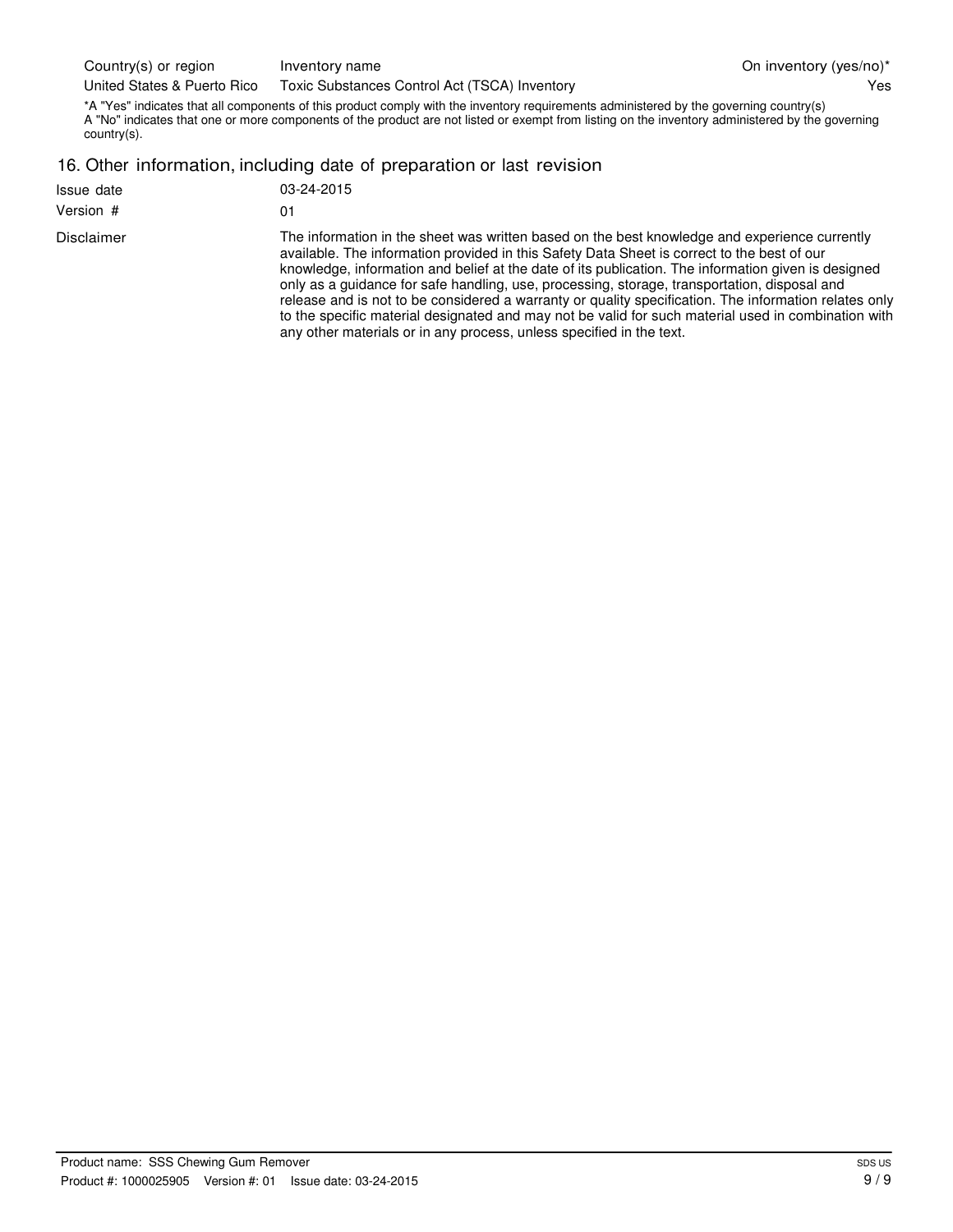| Country(s) or region | Inventory name | On inventory (yes/no)* |
| --- | --- | --- |
| United States & Puerto Rico | Toxic Substances Control Act (TSCA) Inventory | Yes |

*A "Yes" indicates that all components of this product comply with the inventory requirements administered by the governing country(s)
A "No" indicates that one or more components of the product are not listed or exempt from listing on the inventory administered by the governing country(s).

## 16. Other information, including date of preparation or last revision

| | |
| --- | --- |
| Issue date | 03-24-2015 |
| Version # | 01 |
| Disclaimer | The information in the sheet was written based on the best knowledge and experience currently available. The information provided in this Safety Data Sheet is correct to the best of our knowledge, information and belief at the date of its publication. The information given is designed only as a guidance for safe handling, use, processing, storage, transportation, disposal and release and is not to be considered a warranty or quality specification. The information relates only to the specific material designated and may not be valid for such material used in combination with any other materials or in any process, unless specified in the text. |